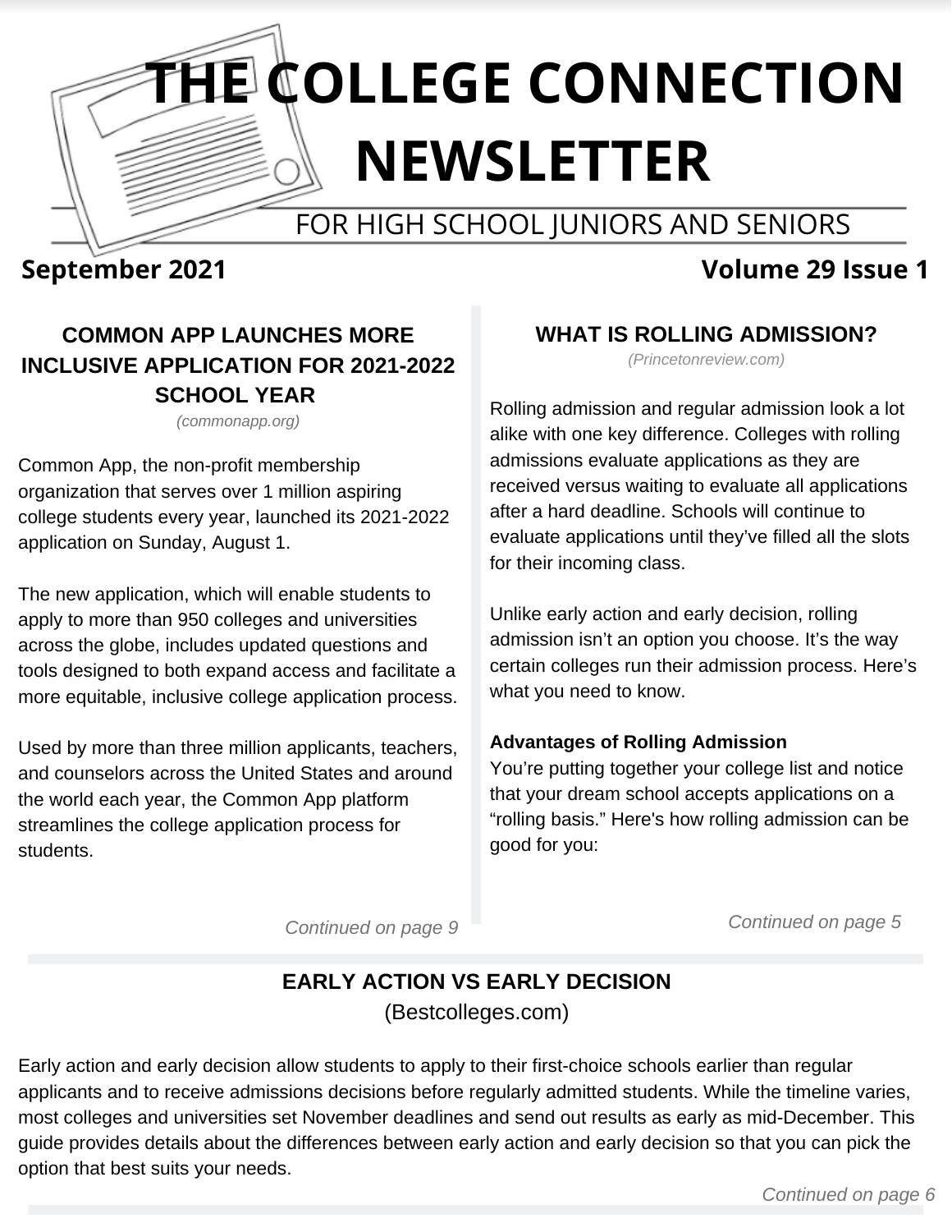# THE COLLEGE CONNECTION NEWSLETTER

FOR HIGH SCHOOL JUNIORS AND SENIORS

**September 2021** **Volume 29 Issue 1**

## COMMON APP LAUNCHES MORE INCLUSIVE APPLICATION FOR 2021-2022 SCHOOL YEAR

*(commonapp.org)*

Common App, the non-profit membership organization that serves over 1 million aspiring college students every year, launched its 2021-2022 application on Sunday, August 1.

The new application, which will enable students to apply to more than 950 colleges and universities across the globe, includes updated questions and tools designed to both expand access and facilitate a more equitable, inclusive college application process.

Used by more than three million applicants, teachers, and counselors across the United States and around the world each year, the Common App platform streamlines the college application process for students.

*Continued on page 9*

## WHAT IS ROLLING ADMISSION?

*(Princetonreview.com)*

Rolling admission and regular admission look a lot alike with one key difference. Colleges with rolling admissions evaluate applications as they are received versus waiting to evaluate all applications after a hard deadline. Schools will continue to evaluate applications until they've filled all the slots for their incoming class.

Unlike early action and early decision, rolling admission isn't an option you choose. It's the way certain colleges run their admission process. Here's what you need to know.

**Advantages of Rolling Admission**

You're putting together your college list and notice that your dream school accepts applications on a "rolling basis." Here's how rolling admission can be good for you:

*Continued on page 5*

## EARLY ACTION VS EARLY DECISION

(Bestcolleges.com)

Early action and early decision allow students to apply to their first-choice schools earlier than regular applicants and to receive admissions decisions before regularly admitted students. While the timeline varies, most colleges and universities set November deadlines and send out results as early as mid-December. This guide provides details about the differences between early action and early decision so that you can pick the option that best suits your needs.

*Continued on page 6*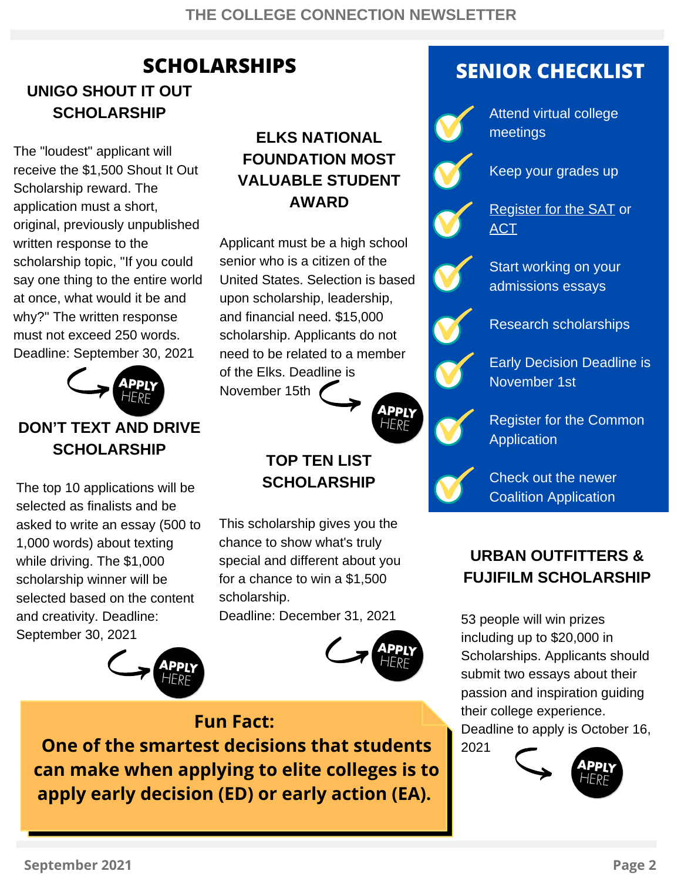# SCHOLARSHIPS

## UNIGO SHOUT IT OUT SCHOLARSHIP

The "loudest" applicant will receive the $1,500 Shout It Out Scholarship reward. The application must a short, original, previously unpublished written response to the scholarship topic, "If you could say one thing to the entire world at once, what would it be and why?" The written response must not exceed 250 words. Deadline: September 30, 2021

APPLY HERE

## DON'T TEXT AND DRIVE SCHOLARSHIP

The top 10 applications will be selected as finalists and be asked to write an essay (500 to 1,000 words) about texting while driving. The $1,000 scholarship winner will be selected based on the content and creativity. Deadline: September 30, 2021

APPLY HERE

## ELKS NATIONAL FOUNDATION MOST VALUABLE STUDENT AWARD

Applicant must be a high school senior who is a citizen of the United States. Selection is based upon scholarship, leadership, and financial need. $15,000 scholarship. Applicants do not need to be related to a member of the Elks. Deadline is November 15th

APPLY HERE

## TOP TEN LIST SCHOLARSHIP

This scholarship gives you the chance to show what's truly special and different about you for a chance to win a $1,500 scholarship.
Deadline: December 31, 2021

APPLY HERE

**Fun Fact:**
**One of the smartest decisions that students can make when applying to elite colleges is to apply early decision (ED) or early action (EA).**

# SENIOR CHECKLIST

- Attend virtual college meetings
- Keep your grades up
- Register for the SAT or ACT
- Start working on your admissions essays
- Research scholarships
- Early Decision Deadline is November 1st
- Register for the Common Application
- Check out the newer Coalition Application

## URBAN OUTFITTERS & FUJIFILM SCHOLARSHIP

53 people will win prizes including up to $20,000 in Scholarships. Applicants should submit two essays about their passion and inspiration guiding their college experience. Deadline to apply is October 16, 2021

APPLY HERE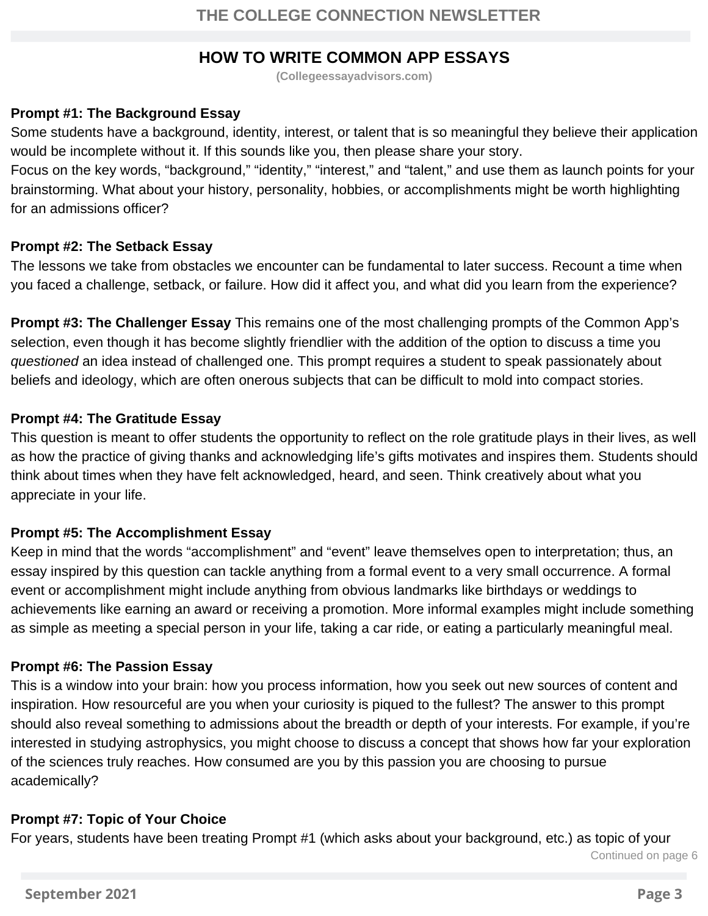## HOW TO WRITE COMMON APP ESSAYS

(Collegeessayadvisors.com)

**Prompt #1: The Background Essay**
Some students have a background, identity, interest, or talent that is so meaningful they believe their application would be incomplete without it. If this sounds like you, then please share your story.
Focus on the key words, "background," "identity," "interest," and "talent," and use them as launch points for your brainstorming. What about your history, personality, hobbies, or accomplishments might be worth highlighting for an admissions officer?

**Prompt #2: The Setback Essay**
The lessons we take from obstacles we encounter can be fundamental to later success. Recount a time when you faced a challenge, setback, or failure. How did it affect you, and what did you learn from the experience?

**Prompt #3: The Challenger Essay** This remains one of the most challenging prompts of the Common App's selection, even though it has become slightly friendlier with the addition of the option to discuss a time you *questioned* an idea instead of challenged one. This prompt requires a student to speak passionately about beliefs and ideology, which are often onerous subjects that can be difficult to mold into compact stories.

**Prompt #4: The Gratitude Essay**
This question is meant to offer students the opportunity to reflect on the role gratitude plays in their lives, as well as how the practice of giving thanks and acknowledging life's gifts motivates and inspires them. Students should think about times when they have felt acknowledged, heard, and seen. Think creatively about what you appreciate in your life.

**Prompt #5: The Accomplishment Essay**
Keep in mind that the words "accomplishment" and "event" leave themselves open to interpretation; thus, an essay inspired by this question can tackle anything from a formal event to a very small occurrence. A formal event or accomplishment might include anything from obvious landmarks like birthdays or weddings to achievements like earning an award or receiving a promotion. More informal examples might include something as simple as meeting a special person in your life, taking a car ride, or eating a particularly meaningful meal.

**Prompt #6: The Passion Essay**
This is a window into your brain: how you process information, how you seek out new sources of content and inspiration. How resourceful are you when your curiosity is piqued to the fullest? The answer to this prompt should also reveal something to admissions about the breadth or depth of your interests. For example, if you're interested in studying astrophysics, you might choose to discuss a concept that shows how far your exploration of the sciences truly reaches. How consumed are you by this passion you are choosing to pursue academically?

**Prompt #7: Topic of Your Choice**
For years, students have been treating Prompt #1 (which asks about your background, etc.) as topic of your

Continued on page 6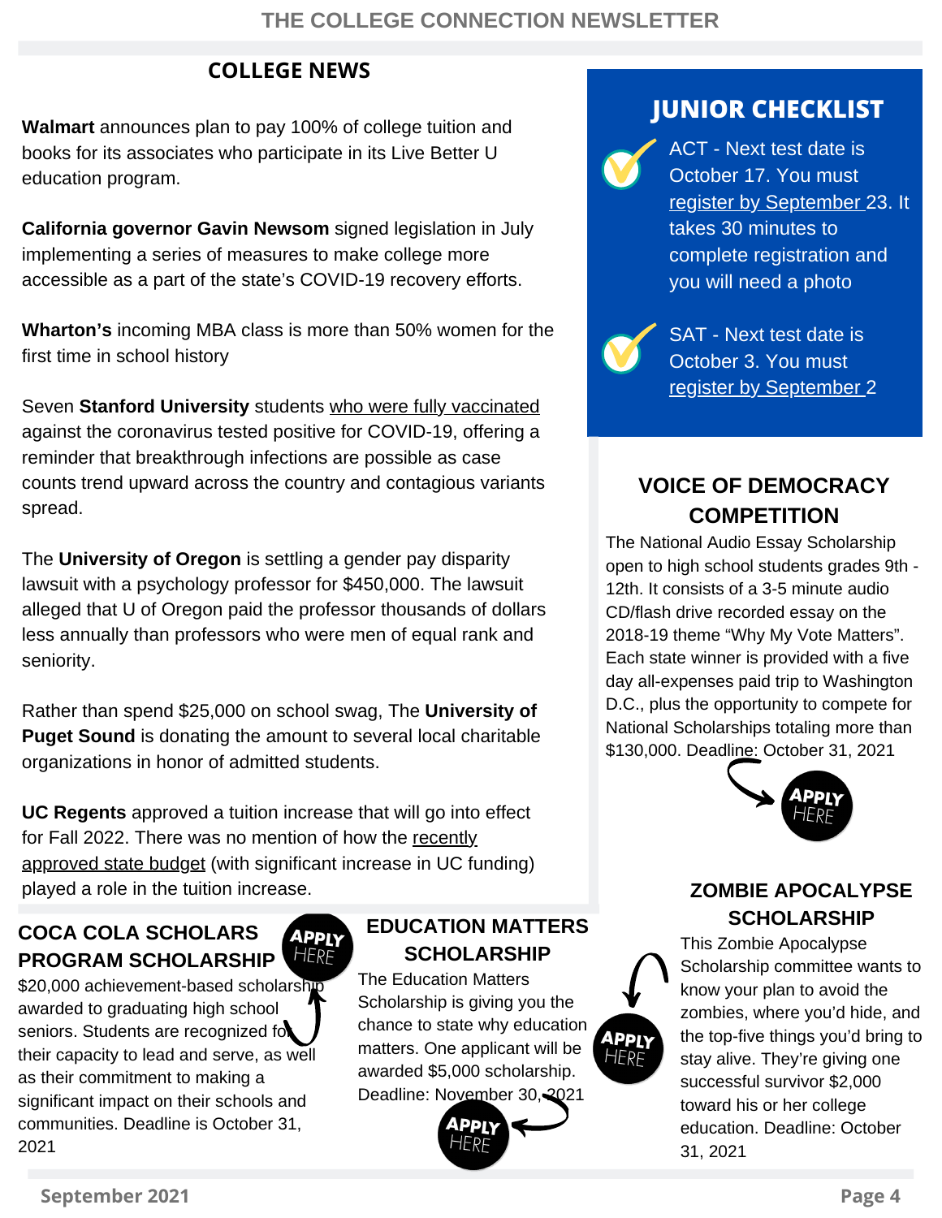## COLLEGE NEWS

**Walmart** announces plan to pay 100% of college tuition and books for its associates who participate in its Live Better U education program.

**California governor Gavin Newsom** signed legislation in July implementing a series of measures to make college more accessible as a part of the state's COVID-19 recovery efforts.

**Wharton's** incoming MBA class is more than 50% women for the first time in school history

Seven **Stanford University** students who were fully vaccinated against the coronavirus tested positive for COVID-19, offering a reminder that breakthrough infections are possible as case counts trend upward across the country and contagious variants spread.

The **University of Oregon** is settling a gender pay disparity lawsuit with a psychology professor for $450,000. The lawsuit alleged that U of Oregon paid the professor thousands of dollars less annually than professors who were men of equal rank and seniority.

Rather than spend $25,000 on school swag, The **University of Puget Sound** is donating the amount to several local charitable organizations in honor of admitted students.

**UC Regents** approved a tuition increase that will go into effect for Fall 2022. There was no mention of how the recently approved state budget (with significant increase in UC funding) played a role in the tuition increase.

## JUNIOR CHECKLIST

- ACT - Next test date is October 17. You must register by September 23. It takes 30 minutes to complete registration and you will need a photo
- SAT - Next test date is October 3. You must register by September 2

## VOICE OF DEMOCRACY COMPETITION

The National Audio Essay Scholarship open to high school students grades 9th - 12th. It consists of a 3-5 minute audio CD/flash drive recorded essay on the 2018-19 theme "Why My Vote Matters". Each state winner is provided with a five day all-expenses paid trip to Washington D.C., plus the opportunity to compete for National Scholarships totaling more than $130,000. Deadline: October 31, 2021

APPLY HERE

## COCA COLA SCHOLARS PROGRAM SCHOLARSHIP

APPLY HERE

$20,000 achievement-based scholarship awarded to graduating high school seniors. Students are recognized for their capacity to lead and serve, as well as their commitment to making a significant impact on their schools and communities. Deadline is October 31, 2021

## EDUCATION MATTERS SCHOLARSHIP

The Education Matters Scholarship is giving you the chance to state why education matters. One applicant will be awarded $5,000 scholarship. Deadline: November 30, 2021

APPLY HERE

## ZOMBIE APOCALYPSE SCHOLARSHIP

APPLY HERE

This Zombie Apocalypse Scholarship committee wants to know your plan to avoid the zombies, where you'd hide, and the top-five things you'd bring to stay alive. They're giving one successful survivor $2,000 toward his or her college education. Deadline: October 31, 2021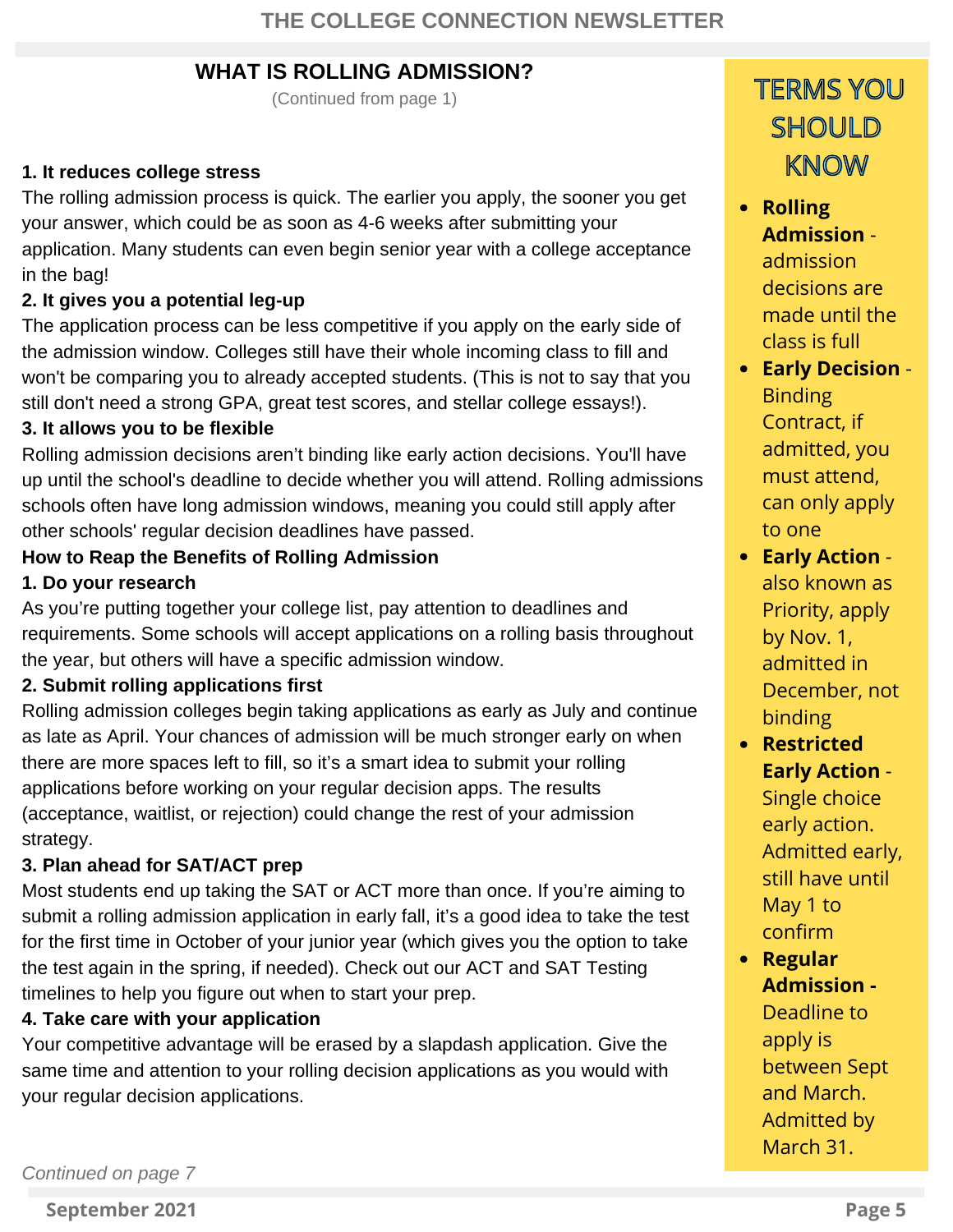## WHAT IS ROLLING ADMISSION?

(Continued from page 1)

**1. It reduces college stress**

The rolling admission process is quick. The earlier you apply, the sooner you get your answer, which could be as soon as 4-6 weeks after submitting your application. Many students can even begin senior year with a college acceptance in the bag!

**2. It gives you a potential leg-up**

The application process can be less competitive if you apply on the early side of the admission window. Colleges still have their whole incoming class to fill and won't be comparing you to already accepted students. (This is not to say that you still don't need a strong GPA, great test scores, and stellar college essays!).

**3. It allows you to be flexible**

Rolling admission decisions aren't binding like early action decisions. You'll have up until the school's deadline to decide whether you will attend. Rolling admissions schools often have long admission windows, meaning you could still apply after other schools' regular decision deadlines have passed.

**How to Reap the Benefits of Rolling Admission**

**1. Do your research**

As you're putting together your college list, pay attention to deadlines and requirements. Some schools will accept applications on a rolling basis throughout the year, but others will have a specific admission window.

**2. Submit rolling applications first**

Rolling admission colleges begin taking applications as early as July and continue as late as April. Your chances of admission will be much stronger early on when there are more spaces left to fill, so it's a smart idea to submit your rolling applications before working on your regular decision apps. The results (acceptance, waitlist, or rejection) could change the rest of your admission strategy.

**3. Plan ahead for SAT/ACT prep**

Most students end up taking the SAT or ACT more than once. If you're aiming to submit a rolling admission application in early fall, it's a good idea to take the test for the first time in October of your junior year (which gives you the option to take the test again in the spring, if needed). Check out our ACT and SAT Testing timelines to help you figure out when to start your prep.

**4. Take care with your application**

Your competitive advantage will be erased by a slapdash application. Give the same time and attention to your rolling decision applications as you would with your regular decision applications.

*Continued on page 7*

## TERMS YOU SHOULD KNOW

- **Rolling Admission** - admission decisions are made until the class is full
- **Early Decision** - Binding Contract, if admitted, you must attend, can only apply to one
- **Early Action** - also known as Priority, apply by Nov. 1, admitted in December, not binding
- **Restricted Early Action** - Single choice early action. Admitted early, still have until May 1 to confirm
- **Regular Admission -** Deadline to apply is between Sept and March. Admitted by March 31.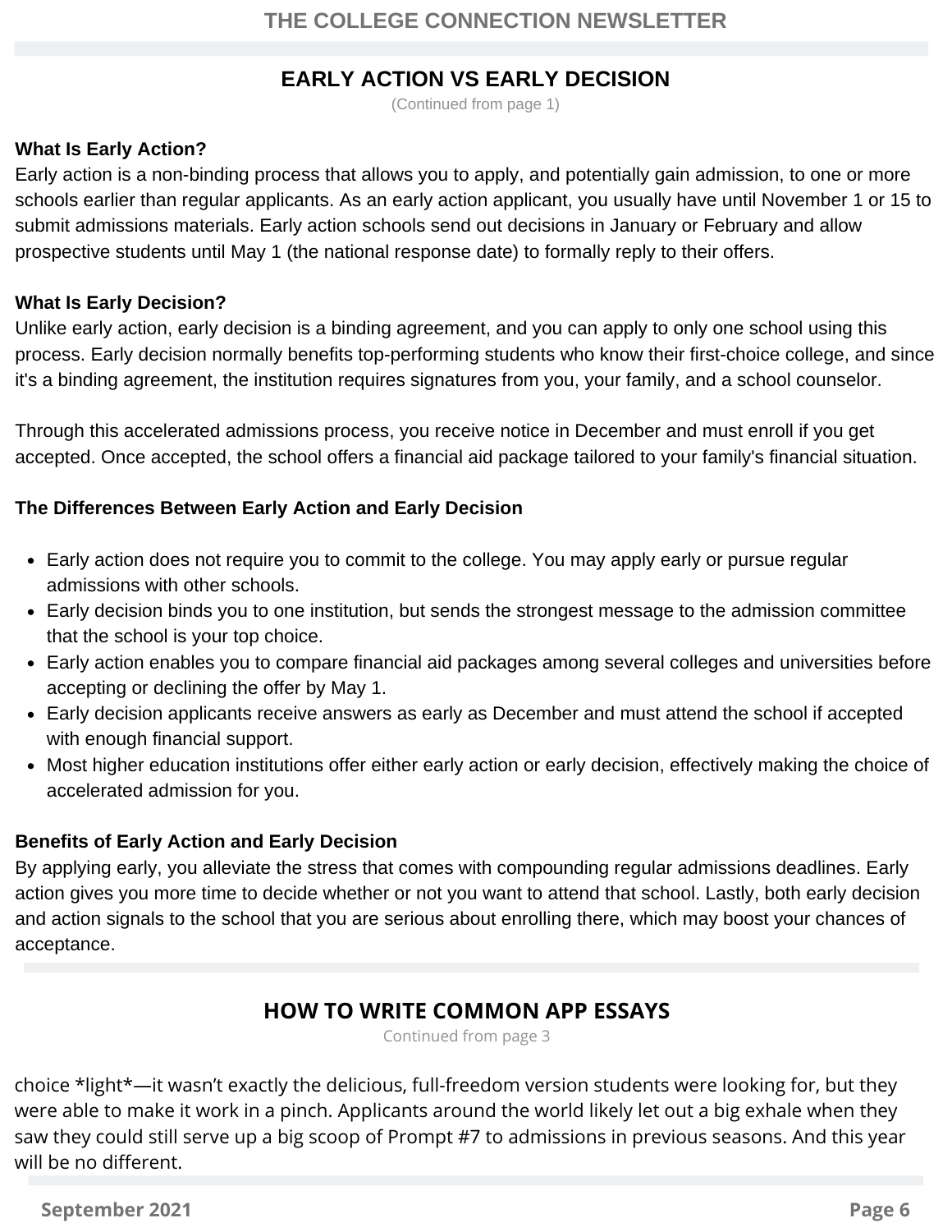## EARLY ACTION VS EARLY DECISION

(Continued from page 1)

### What Is Early Action?

Early action is a non-binding process that allows you to apply, and potentially gain admission, to one or more schools earlier than regular applicants. As an early action applicant, you usually have until November 1 or 15 to submit admissions materials. Early action schools send out decisions in January or February and allow prospective students until May 1 (the national response date) to formally reply to their offers.

### What Is Early Decision?

Unlike early action, early decision is a binding agreement, and you can apply to only one school using this process. Early decision normally benefits top-performing students who know their first-choice college, and since it's a binding agreement, the institution requires signatures from you, your family, and a school counselor.

Through this accelerated admissions process, you receive notice in December and must enroll if you get accepted. Once accepted, the school offers a financial aid package tailored to your family's financial situation.

### The Differences Between Early Action and Early Decision

- Early action does not require you to commit to the college. You may apply early or pursue regular admissions with other schools.
- Early decision binds you to one institution, but sends the strongest message to the admission committee that the school is your top choice.
- Early action enables you to compare financial aid packages among several colleges and universities before accepting or declining the offer by May 1.
- Early decision applicants receive answers as early as December and must attend the school if accepted with enough financial support.
- Most higher education institutions offer either early action or early decision, effectively making the choice of accelerated admission for you.

### Benefits of Early Action and Early Decision

By applying early, you alleviate the stress that comes with compounding regular admissions deadlines. Early action gives you more time to decide whether or not you want to attend that school. Lastly, both early decision and action signals to the school that you are serious about enrolling there, which may boost your chances of acceptance.

## HOW TO WRITE COMMON APP ESSAYS

Continued from page 3

choice *light*—it wasn’t exactly the delicious, full-freedom version students were looking for, but they were able to make it work in a pinch. Applicants around the world likely let out a big exhale when they saw they could still serve up a big scoop of Prompt #7 to admissions in previous seasons. And this year will be no different.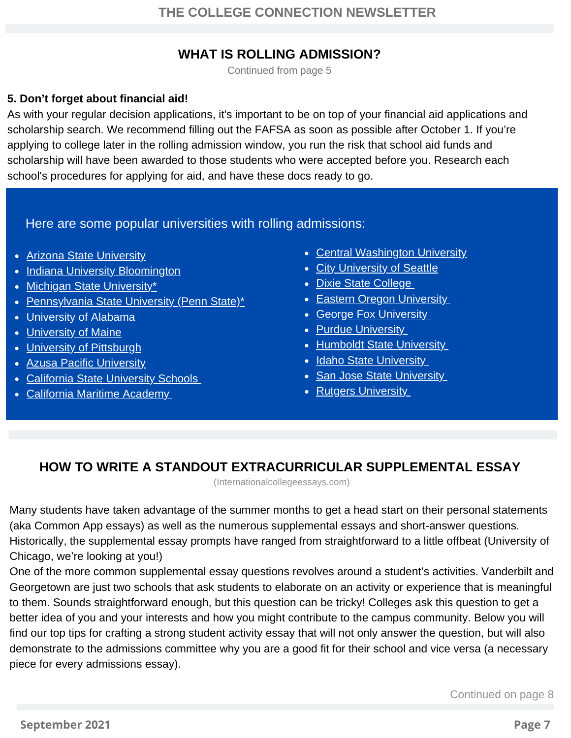## WHAT IS ROLLING ADMISSION?

Continued from page 5

**5. Don't forget about financial aid!**

As with your regular decision applications, it's important to be on top of your financial aid applications and scholarship search. We recommend filling out the FAFSA as soon as possible after October 1. If you're applying to college later in the rolling admission window, you run the risk that school aid funds and scholarship will have been awarded to those students who were accepted before you. Research each school's procedures for applying for aid, and have these docs ready to go.

Here are some popular universities with rolling admissions:

- Arizona State University
- Indiana University Bloomington
- Michigan State University*
- Pennsylvania State University (Penn State)*
- University of Alabama
- University of Maine
- University of Pittsburgh
- Azusa Pacific University
- California State University Schools
- California Maritime Academy
- Central Washington University
- City University of Seattle
- Dixie State College
- Eastern Oregon University
- George Fox University
- Purdue University
- Humboldt State University
- Idaho State University
- San Jose State University
- Rutgers University

## HOW TO WRITE A STANDOUT EXTRACURRICULAR SUPPLEMENTAL ESSAY

(Internationalcollegeessays.com)

Many students have taken advantage of the summer months to get a head start on their personal statements (aka Common App essays) as well as the numerous supplemental essays and short-answer questions. Historically, the supplemental essay prompts have ranged from straightforward to a little offbeat (University of Chicago, we're looking at you!)

One of the more common supplemental essay questions revolves around a student's activities. Vanderbilt and Georgetown are just two schools that ask students to elaborate on an activity or experience that is meaningful to them. Sounds straightforward enough, but this question can be tricky! Colleges ask this question to get a better idea of you and your interests and how you might contribute to the campus community. Below you will find our top tips for crafting a strong student activity essay that will not only answer the question, but will also demonstrate to the admissions committee why you are a good fit for their school and vice versa (a necessary piece for every admissions essay).

Continued on page 8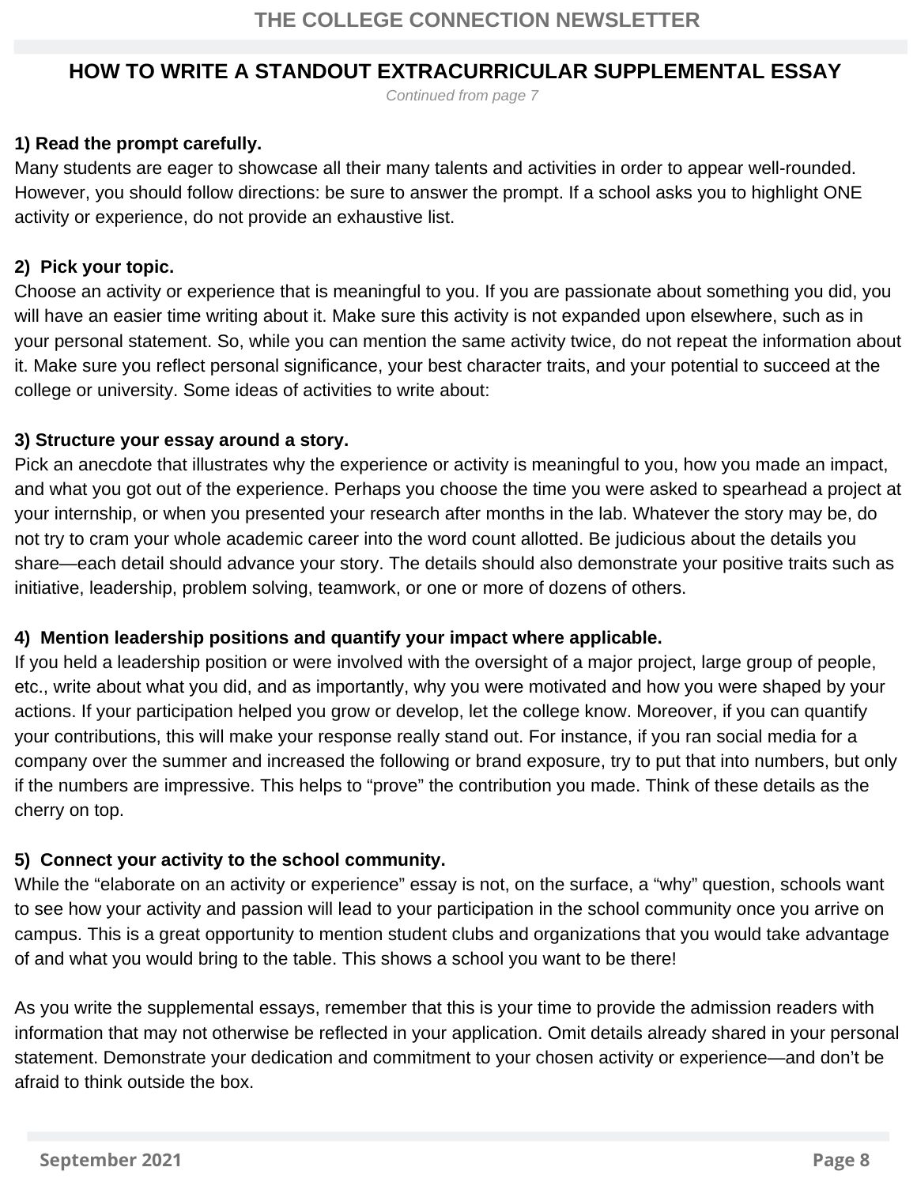## HOW TO WRITE A STANDOUT EXTRACURRICULAR SUPPLEMENTAL ESSAY

*Continued from page 7*

**1) Read the prompt carefully.**
Many students are eager to showcase all their many talents and activities in order to appear well-rounded. However, you should follow directions: be sure to answer the prompt. If a school asks you to highlight ONE activity or experience, do not provide an exhaustive list.

**2) Pick your topic.**
Choose an activity or experience that is meaningful to you. If you are passionate about something you did, you will have an easier time writing about it. Make sure this activity is not expanded upon elsewhere, such as in your personal statement. So, while you can mention the same activity twice, do not repeat the information about it. Make sure you reflect personal significance, your best character traits, and your potential to succeed at the college or university. Some ideas of activities to write about:

**3) Structure your essay around a story.**
Pick an anecdote that illustrates why the experience or activity is meaningful to you, how you made an impact, and what you got out of the experience. Perhaps you choose the time you were asked to spearhead a project at your internship, or when you presented your research after months in the lab. Whatever the story may be, do not try to cram your whole academic career into the word count allotted. Be judicious about the details you share—each detail should advance your story. The details should also demonstrate your positive traits such as initiative, leadership, problem solving, teamwork, or one or more of dozens of others.

**4) Mention leadership positions and quantify your impact where applicable.**
If you held a leadership position or were involved with the oversight of a major project, large group of people, etc., write about what you did, and as importantly, why you were motivated and how you were shaped by your actions. If your participation helped you grow or develop, let the college know. Moreover, if you can quantify your contributions, this will make your response really stand out. For instance, if you ran social media for a company over the summer and increased the following or brand exposure, try to put that into numbers, but only if the numbers are impressive. This helps to "prove" the contribution you made. Think of these details as the cherry on top.

**5) Connect your activity to the school community.**
While the "elaborate on an activity or experience" essay is not, on the surface, a "why" question, schools want to see how your activity and passion will lead to your participation in the school community once you arrive on campus. This is a great opportunity to mention student clubs and organizations that you would take advantage of and what you would bring to the table. This shows a school you want to be there!

As you write the supplemental essays, remember that this is your time to provide the admission readers with information that may not otherwise be reflected in your application. Omit details already shared in your personal statement. Demonstrate your dedication and commitment to your chosen activity or experience—and don't be afraid to think outside the box.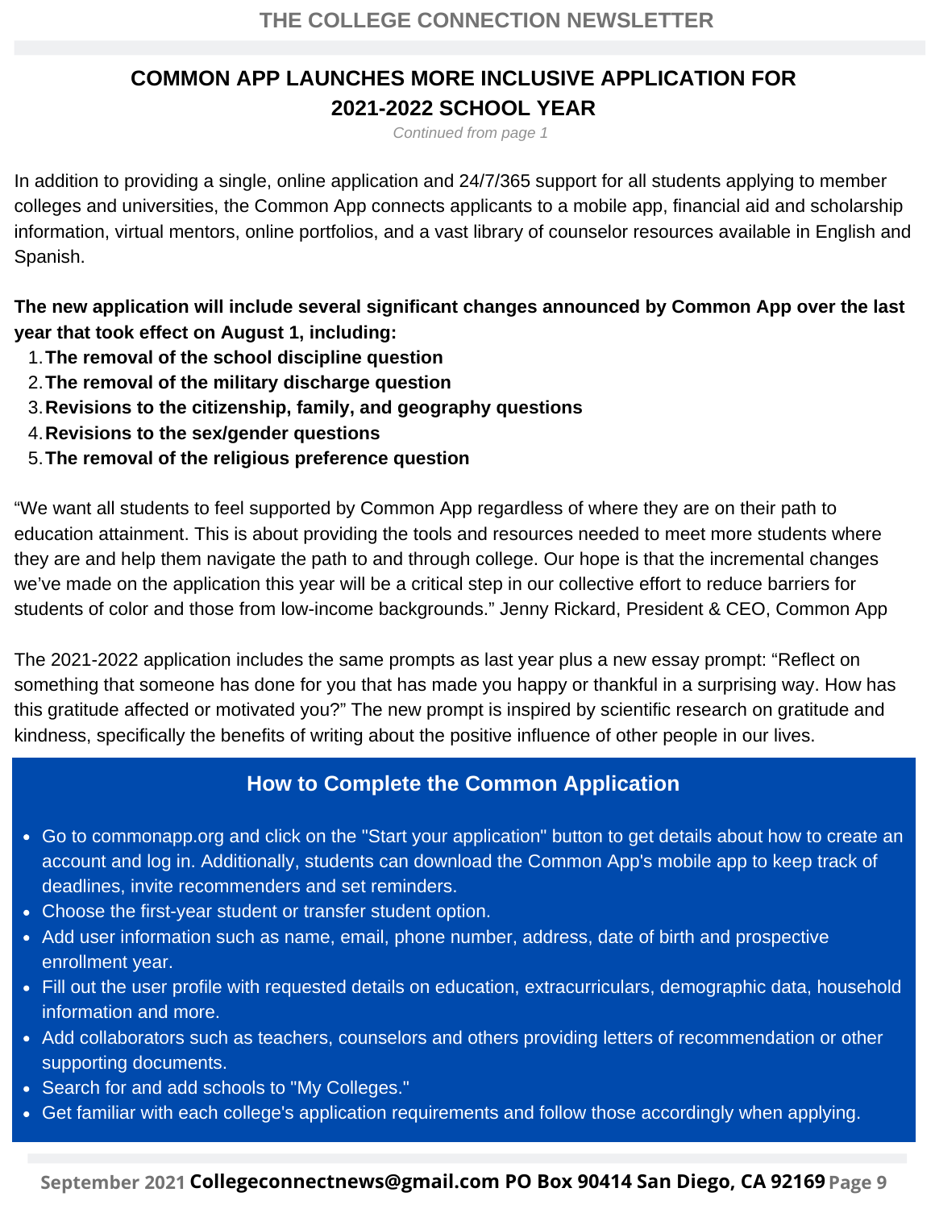## COMMON APP LAUNCHES MORE INCLUSIVE APPLICATION FOR 2021-2022 SCHOOL YEAR

*Continued from page 1*

In addition to providing a single, online application and 24/7/365 support for all students applying to member colleges and universities, the Common App connects applicants to a mobile app, financial aid and scholarship information, virtual mentors, online portfolios, and a vast library of counselor resources available in English and Spanish.

**The new application will include several significant changes announced by Common App over the last year that took effect on August 1, including:**

1. **The removal of the school discipline question**
2. **The removal of the military discharge question**
3. **Revisions to the citizenship, family, and geography questions**
4. **Revisions to the sex/gender questions**
5. **The removal of the religious preference question**

"We want all students to feel supported by Common App regardless of where they are on their path to education attainment. This is about providing the tools and resources needed to meet more students where they are and help them navigate the path to and through college. Our hope is that the incremental changes we've made on the application this year will be a critical step in our collective effort to reduce barriers for students of color and those from low-income backgrounds." Jenny Rickard, President & CEO, Common App

The 2021-2022 application includes the same prompts as last year plus a new essay prompt: "Reflect on something that someone has done for you that has made you happy or thankful in a surprising way. How has this gratitude affected or motivated you?" The new prompt is inspired by scientific research on gratitude and kindness, specifically the benefits of writing about the positive influence of other people in our lives.

### How to Complete the Common Application

- Go to commonapp.org and click on the "Start your application" button to get details about how to create an account and log in. Additionally, students can download the Common App's mobile app to keep track of deadlines, invite recommenders and set reminders.
- Choose the first-year student or transfer student option.
- Add user information such as name, email, phone number, address, date of birth and prospective enrollment year.
- Fill out the user profile with requested details on education, extracurriculars, demographic data, household information and more.
- Add collaborators such as teachers, counselors and others providing letters of recommendation or other supporting documents.
- Search for and add schools to "My Colleges."
- Get familiar with each college's application requirements and follow those accordingly when applying.